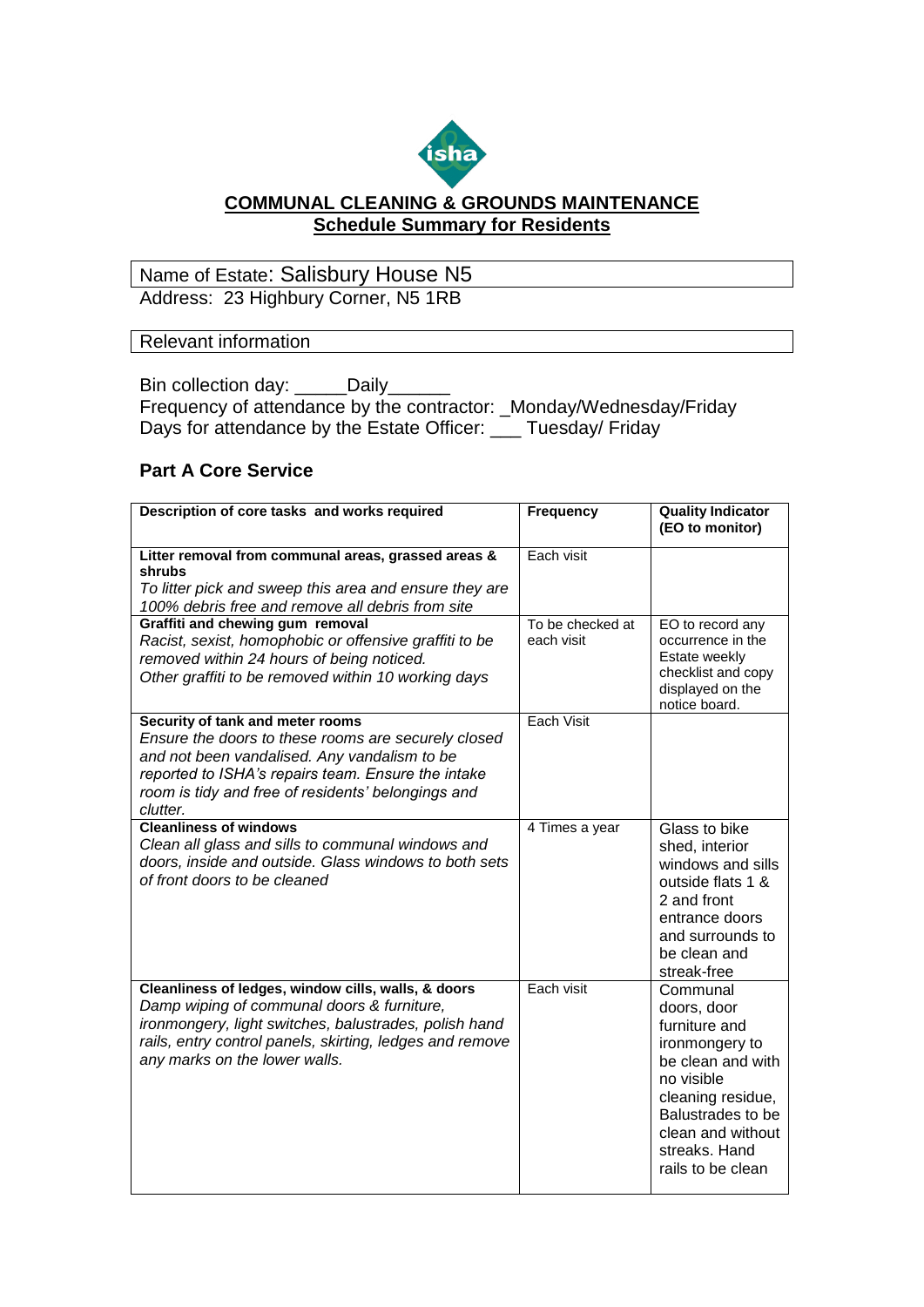# COMMUNAL CLEANING & GROUNDS MAINTENANCE

## Schedule Summary for Residents

Name of Estate: Salisbury House N5

Address: 23 Highbury Corner, N5 1RB

Relevant information

Bin collection day: _____Daily______

Frequency of attendance by the contractor: _Monday/Wednesday/Friday

Days for attendance by the Estate Officer: ___ Tuesday/ Friday

### Part A Core Service

| Description of core tasks and works required | Frequency | Quality Indicator (EO to monitor) |
|---|---|---|
| **Litter removal from communal areas, grassed areas & shrubs**<br>*To litter pick and sweep this area and ensure they are 100% debris free and remove all debris from site* | Each visit | |
| **Graffiti and chewing gum removal**<br>*Racist, sexist, homophobic or offensive graffiti to be removed within 24 hours of being noticed.*<br>*Other graffiti to be removed within 10 working days* | To be checked at each visit | EO to record any occurrence in the Estate weekly checklist and copy displayed on the notice board. |
| **Security of tank and meter rooms**<br>*Ensure the doors to these rooms are securely closed and not been vandalised. Any vandalism to be reported to ISHA's repairs team. Ensure the intake room is tidy and free of residents' belongings and clutter.* | Each Visit | |
| **Cleanliness of windows**<br>*Clean all glass and sills to communal windows and doors, inside and outside. Glass windows to both sets of front doors to be cleaned* | 4 Times a year | Glass to bike shed, interior windows and sills outside flats 1 & 2 and front entrance doors and surrounds to be clean and streak-free |
| **Cleanliness of ledges, window cills, walls, & doors**<br>*Damp wiping of communal doors & furniture, ironmongery, light switches, balustrades, polish hand rails, entry control panels, skirting, ledges and remove any marks on the lower walls.* | Each visit | Communal doors, door furniture and ironmongery to be clean and with no visible cleaning residue, Balustrades to be clean and without streaks. Hand rails to be clean |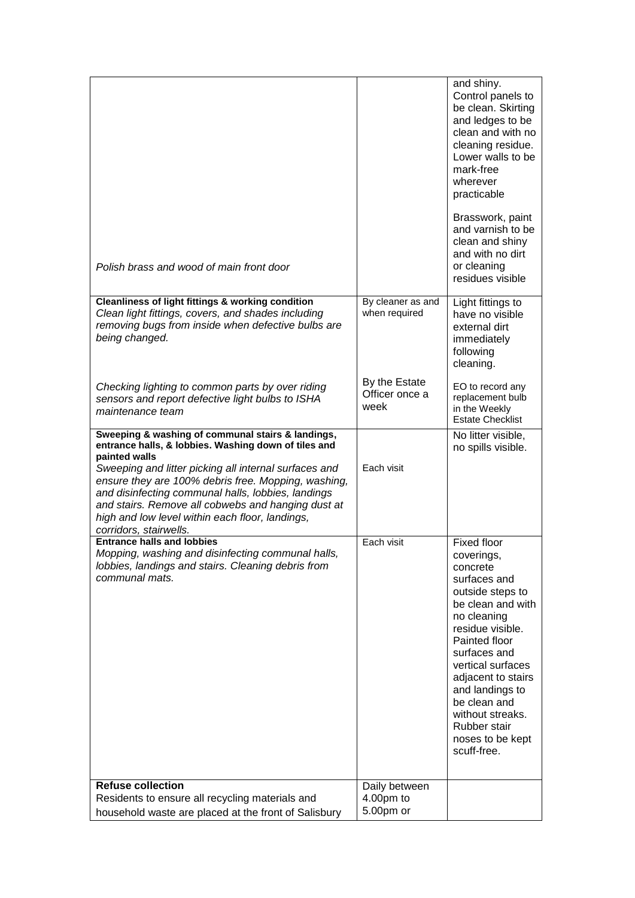| | | |
|---|---|---|
| *Polish brass and wood of main front door* | | and shiny. Control panels to be clean. Skirting and ledges to be clean and with no cleaning residue. Lower walls to be mark-free wherever practicable<br><br>Brasswork, paint and varnish to be clean and shiny and with no dirt or cleaning residues visible |
| **Cleanliness of light fittings & working condition**<br>*Clean light fittings, covers, and shades including removing bugs from inside when defective bulbs are being changed.*<br><br>*Checking lighting to common parts by over riding sensors and report defective light bulbs to ISHA maintenance team* | By cleaner as and when required<br><br>By the Estate Officer once a week | Light fittings to have no visible external dirt immediately following cleaning.<br><br>EO to record any replacement bulb in the Weekly Estate Checklist |
| **Sweeping & washing of communal stairs & landings, entrance halls, & lobbies. Washing down of tiles and painted walls**<br>*Sweeping and litter picking all internal surfaces and ensure they are 100% debris free. Mopping, washing, and disinfecting communal halls, lobbies, landings and stairs. Remove all cobwebs and hanging dust at high and low level within each floor, landings, corridors, stairwells.* | Each visit | No litter visible, no spills visible. |
| **Entrance halls and lobbies**<br>*Mopping, washing and disinfecting communal halls, lobbies, landings and stairs. Cleaning debris from communal mats.* | Each visit | Fixed floor coverings, concrete surfaces and outside steps to be clean and with no cleaning residue visible. Painted floor surfaces and vertical surfaces adjacent to stairs and landings to be clean and without streaks. Rubber stair noses to be kept scuff-free. |
| **Refuse collection**<br>Residents to ensure all recycling materials and household waste are placed at the front of Salisbury | Daily between 4.00pm to 5.00pm or | |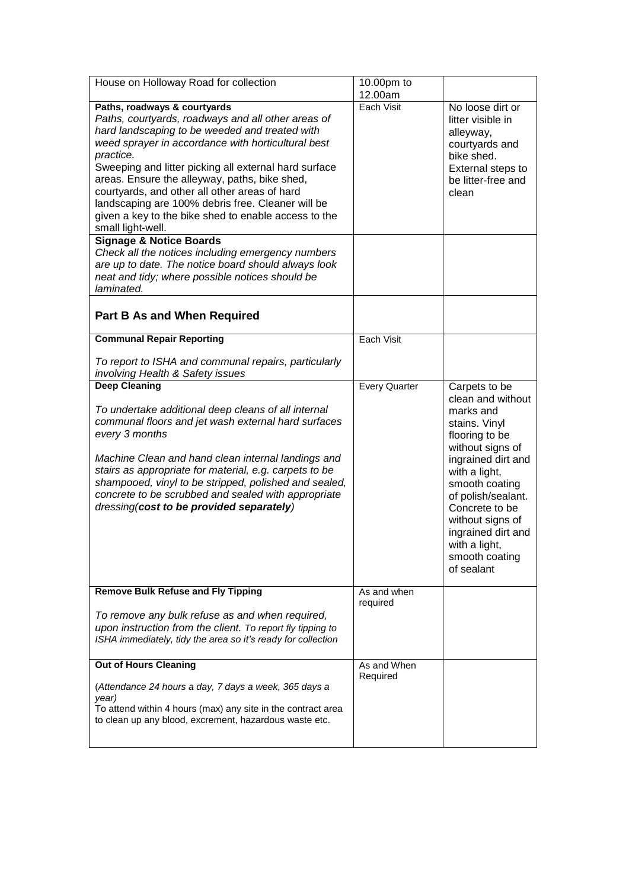| | | |
|---|---|---|
| House on Holloway Road for collection | 10.00pm to 12.00am | |
| **Paths, roadways & courtyards**<br>*Paths, courtyards, roadways and all other areas of hard landscaping to be weeded and treated with weed sprayer in accordance with horticultural best practice.*<br>Sweeping and litter picking all external hard surface areas. Ensure the alleyway, paths, bike shed, courtyards, and other all other areas of hard landscaping are 100% debris free. Cleaner will be given a key to the bike shed to enable access to the small light-well. | Each Visit | No loose dirt or litter visible in alleyway, courtyards and bike shed. External steps to be litter-free and clean |
| **Signage & Notice Boards**<br>*Check all the notices including emergency numbers are up to date. The notice board should always look neat and tidy; where possible notices should be laminated.* | | |
| **Part B As and When Required** | | |
| **Communal Repair Reporting**<br><br>*To report to ISHA and communal repairs, particularly involving Health & Safety issues* | Each Visit | |
| **Deep Cleaning**<br><br>*To undertake additional deep cleans of all internal communal floors and jet wash external hard surfaces every 3 months*<br><br>*Machine Clean and hand clean internal landings and stairs as appropriate for material, e.g. carpets to be shampooed, vinyl to be stripped, polished and sealed, concrete to be scrubbed and sealed with appropriate dressing(**cost to be provided separately**)* | Every Quarter | Carpets to be clean and without marks and stains. Vinyl flooring to be without signs of ingrained dirt and with a light, smooth coating of polish/sealant. Concrete to be without signs of ingrained dirt and with a light, smooth coating of sealant |
| **Remove Bulk Refuse and Fly Tipping**<br><br>*To remove any bulk refuse as and when required, upon instruction from the client. To report fly tipping to ISHA immediately, tidy the area so it's ready for collection* | As and when required | |
| **Out of Hours Cleaning**<br><br>(*Attendance 24 hours a day, 7 days a week, 365 days a year)*<br>To attend within 4 hours (max) any site in the contract area to clean up any blood, excrement, hazardous waste etc. | As and When Required | |